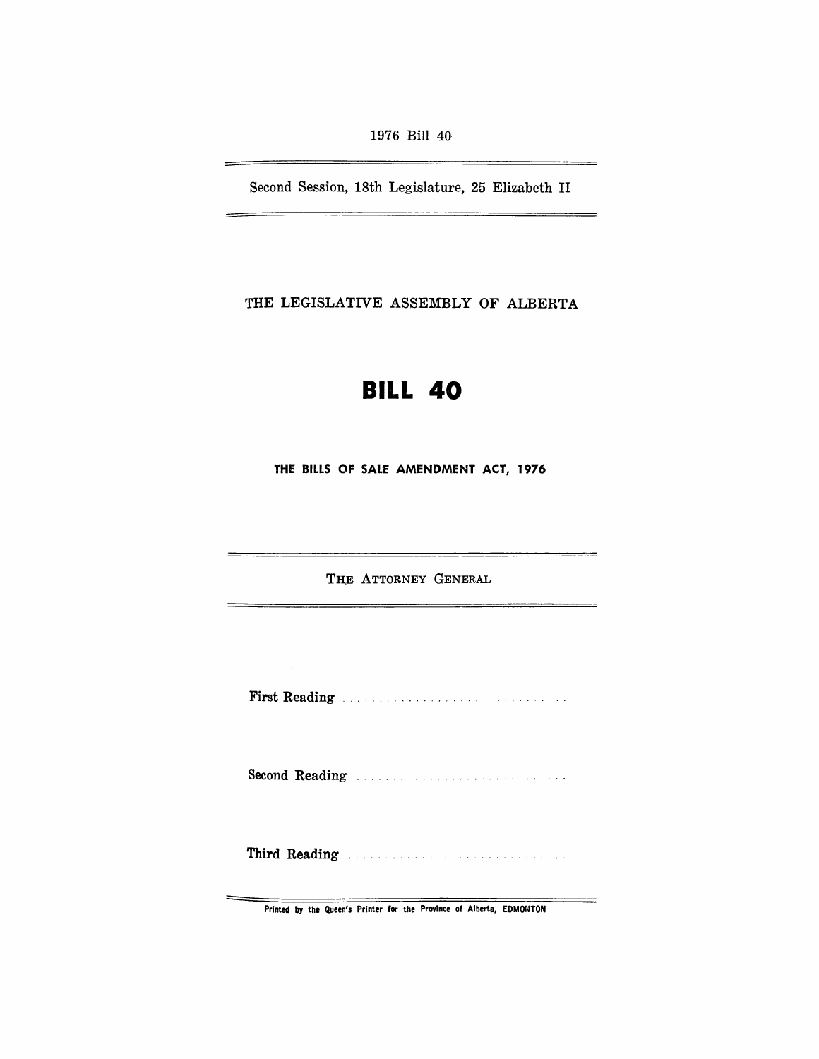1976 Bill 40

---

Second Session, 18th Legislature, 25 Elizabeth II

---

THE LEGISLATIVE ASSEMBLY OF ALBERTA

# BILL 40

**THE BILLS OF SALE AMENDMENT ACT, 1976**

---

THE ATTORNEY GENERAL

---

First Reading . . . . . . . . . . . . . . . . . . . . . . . . . . . . . .

Second Reading . . . . . . . . . . . . . . . . . . . . . . . . . . . . .

Third Reading . . . . . . . . . . . . . . . . . . . . . . . . . . . . . .

---

Printed by the Queen's Printer for the Province of Alberta, EDMONTON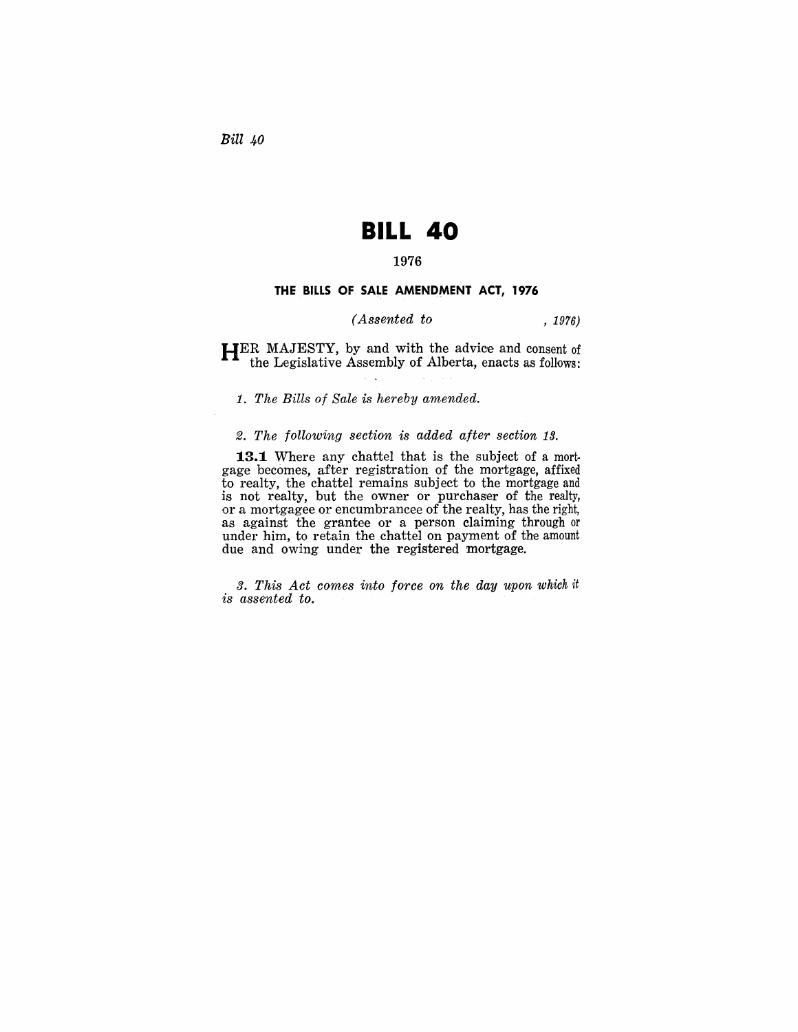*Bill 40*

# BILL 40

1976

### THE BILLS OF SALE AMENDMENT ACT, 1976

*(Assented to , 1976)*

HER MAJESTY, by and with the advice and consent of the Legislative Assembly of Alberta, enacts as follows:

*1. The Bills of Sale is hereby amended.*

*2. The following section is added after section 13.*

**13.1** Where any chattel that is the subject of a mortgage becomes, after registration of the mortgage, affixed to realty, the chattel remains subject to the mortgage and is not realty, but the owner or purchaser of the realty, or a mortgagee or encumbrancee of the realty, has the right, as against the grantee or a person claiming through or under him, to retain the chattel on payment of the amount due and owing under the registered mortgage.

*3. This Act comes into force on the day upon which it is assented to.*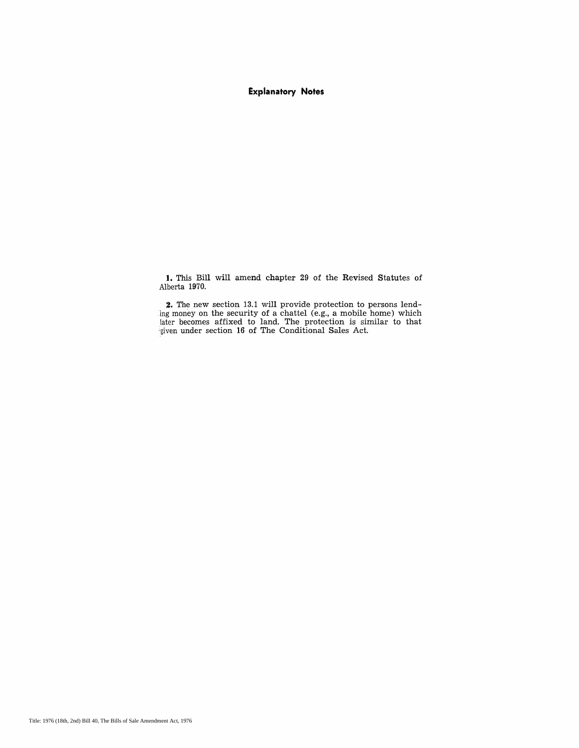## Explanatory Notes

**1.** This Bill will amend chapter 29 of the Revised Statutes of Alberta 1970.

**2.** The new section 13.1 will provide protection to persons lending money on the security of a chattel (e.g., a mobile home) which later becomes affixed to land. The protection is similar to that given under section 16 of The Conditional Sales Act.